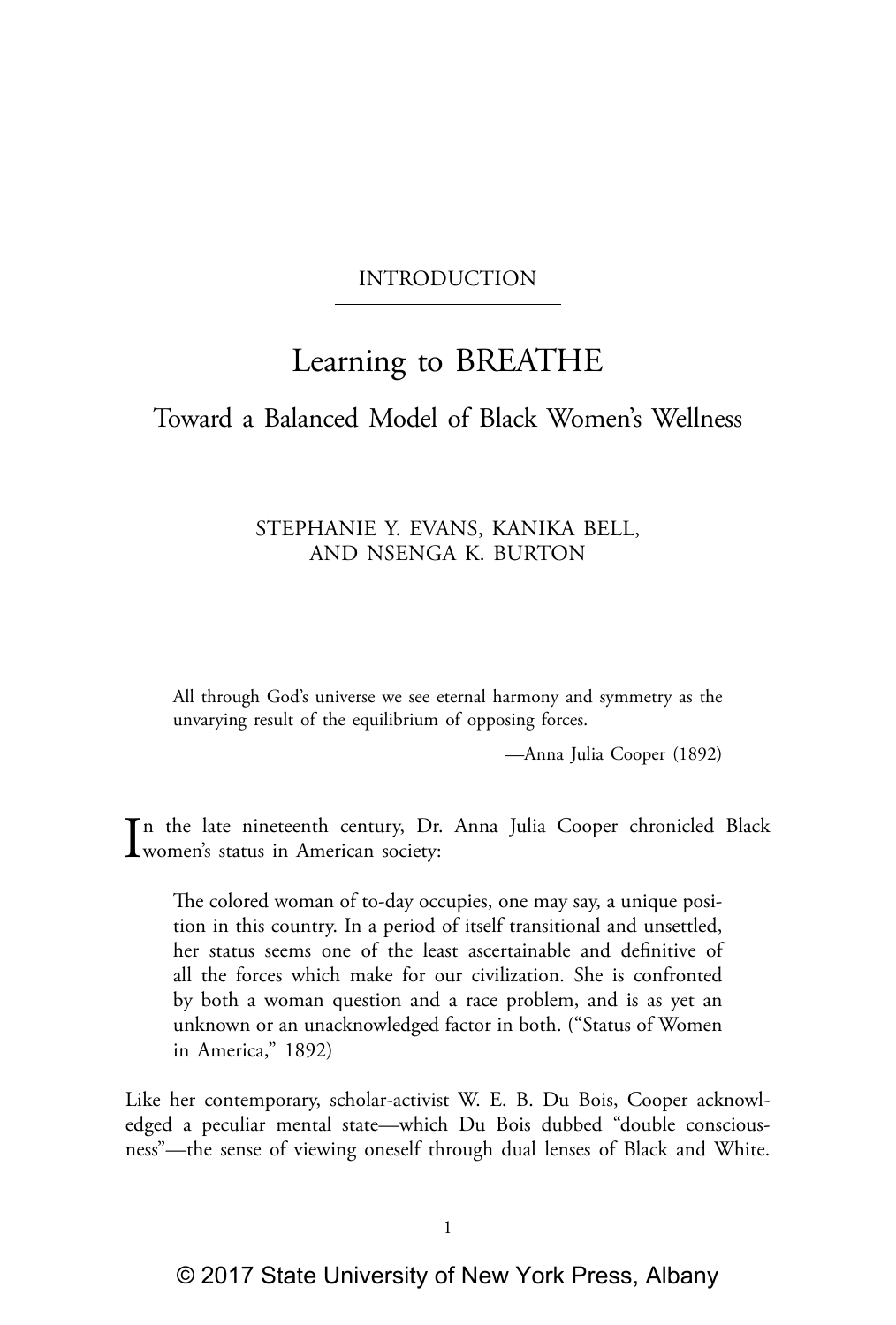INTRODUCTION

# Learning to BREATHE

## Toward a Balanced Model of Black Women's Wellness

STEPHANIE Y. EVANS, KANIKA BELL, AND NSENGA K. BURTON

> All through God's universe we see eternal harmony and symmetry as the unvarying result of the equilibrium of opposing forces.
>
> —Anna Julia Cooper (1892)

In the late nineteenth century, Dr. Anna Julia Cooper chronicled Black women's status in American society:

> The colored woman of to-day occupies, one may say, a unique position in this country. In a period of itself transitional and unsettled, her status seems one of the least ascertainable and definitive of all the forces which make for our civilization. She is confronted by both a woman question and a race problem, and is as yet an unknown or an unacknowledged factor in both. ("Status of Women in America," 1892)

Like her contemporary, scholar-activist W. E. B. Du Bois, Cooper acknowledged a peculiar mental state—which Du Bois dubbed "double consciousness"—the sense of viewing oneself through dual lenses of Black and White.

© 2017 State University of New York Press, Albany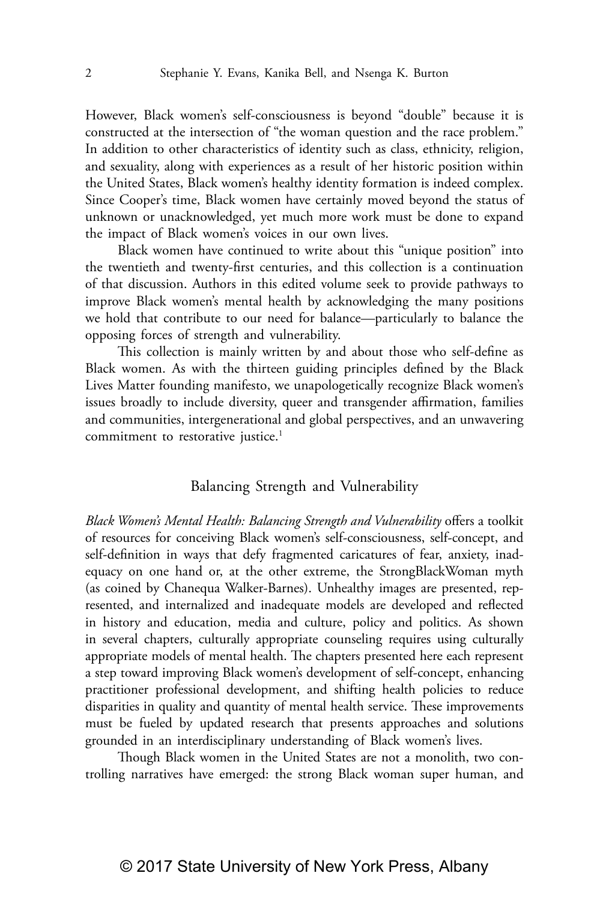However, Black women's self-consciousness is beyond "double" because it is constructed at the intersection of "the woman question and the race problem." In addition to other characteristics of identity such as class, ethnicity, religion, and sexuality, along with experiences as a result of her historic position within the United States, Black women's healthy identity formation is indeed complex. Since Cooper's time, Black women have certainly moved beyond the status of unknown or unacknowledged, yet much more work must be done to expand the impact of Black women's voices in our own lives.

Black women have continued to write about this "unique position" into the twentieth and twenty-first centuries, and this collection is a continuation of that discussion. Authors in this edited volume seek to provide pathways to improve Black women's mental health by acknowledging the many positions we hold that contribute to our need for balance—particularly to balance the opposing forces of strength and vulnerability.

This collection is mainly written by and about those who self-define as Black women. As with the thirteen guiding principles defined by the Black Lives Matter founding manifesto, we unapologetically recognize Black women's issues broadly to include diversity, queer and transgender affirmation, families and communities, intergenerational and global perspectives, and an unwavering commitment to restorative justice.[1]

## Balancing Strength and Vulnerability

*Black Women's Mental Health: Balancing Strength and Vulnerability* offers a toolkit of resources for conceiving Black women's self-consciousness, self-concept, and self-definition in ways that defy fragmented caricatures of fear, anxiety, inadequacy on one hand or, at the other extreme, the StrongBlackWoman myth (as coined by Chanequa Walker-Barnes). Unhealthy images are presented, represented, and internalized and inadequate models are developed and reflected in history and education, media and culture, policy and politics. As shown in several chapters, culturally appropriate counseling requires using culturally appropriate models of mental health. The chapters presented here each represent a step toward improving Black women's development of self-concept, enhancing practitioner professional development, and shifting health policies to reduce disparities in quality and quantity of mental health service. These improvements must be fueled by updated research that presents approaches and solutions grounded in an interdisciplinary understanding of Black women's lives.

Though Black women in the United States are not a monolith, two controlling narratives have emerged: the strong Black woman super human, and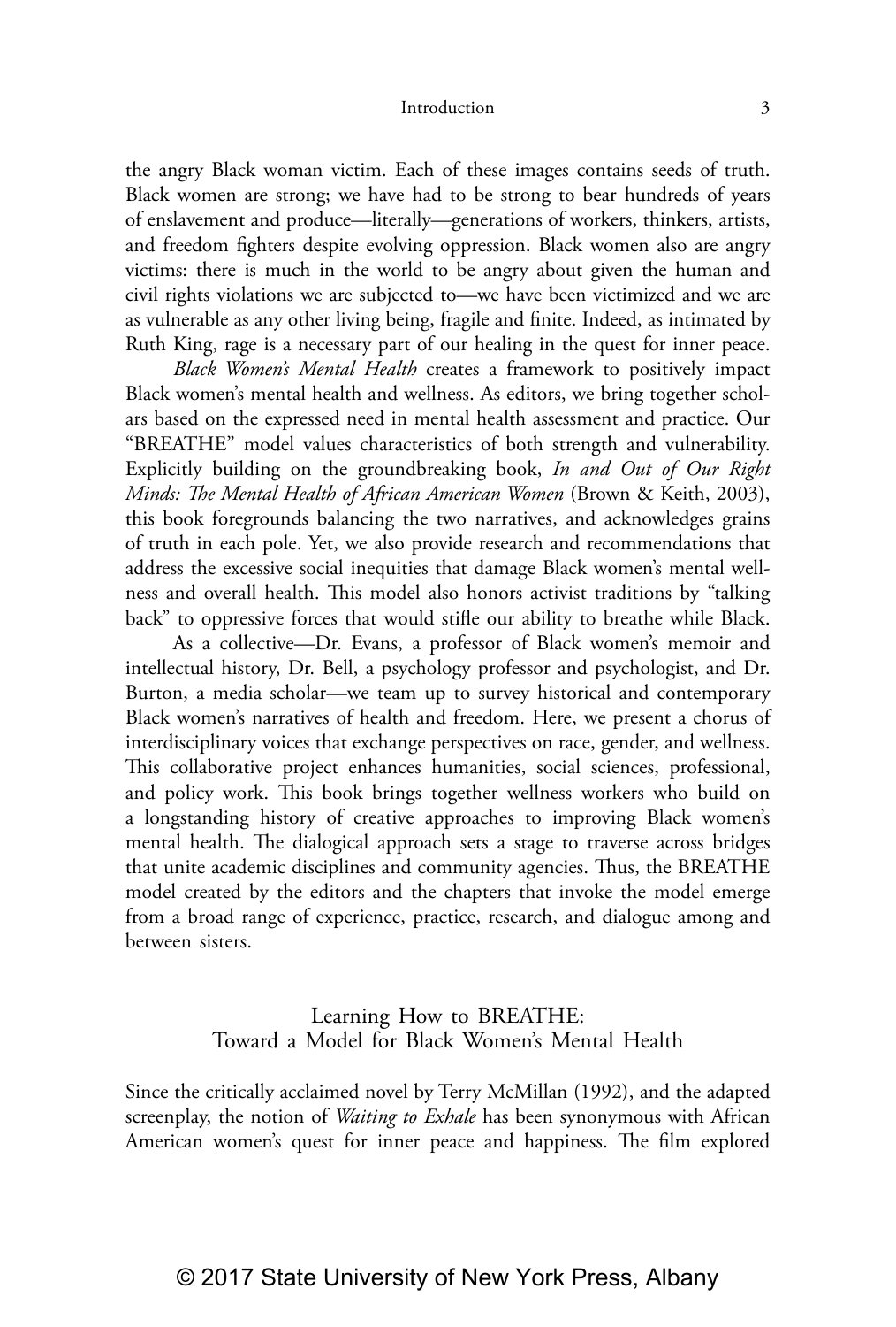the angry Black woman victim. Each of these images contains seeds of truth. Black women are strong; we have had to be strong to bear hundreds of years of enslavement and produce—literally—generations of workers, thinkers, artists, and freedom fighters despite evolving oppression. Black women also are angry victims: there is much in the world to be angry about given the human and civil rights violations we are subjected to—we have been victimized and we are as vulnerable as any other living being, fragile and finite. Indeed, as intimated by Ruth King, rage is a necessary part of our healing in the quest for inner peace.

*Black Women's Mental Health* creates a framework to positively impact Black women's mental health and wellness. As editors, we bring together scholars based on the expressed need in mental health assessment and practice. Our "BREATHE" model values characteristics of both strength and vulnerability. Explicitly building on the groundbreaking book, *In and Out of Our Right Minds: The Mental Health of African American Women* (Brown & Keith, 2003), this book foregrounds balancing the two narratives, and acknowledges grains of truth in each pole. Yet, we also provide research and recommendations that address the excessive social inequities that damage Black women's mental wellness and overall health. This model also honors activist traditions by "talking back" to oppressive forces that would stifle our ability to breathe while Black.

As a collective—Dr. Evans, a professor of Black women's memoir and intellectual history, Dr. Bell, a psychology professor and psychologist, and Dr. Burton, a media scholar—we team up to survey historical and contemporary Black women's narratives of health and freedom. Here, we present a chorus of interdisciplinary voices that exchange perspectives on race, gender, and wellness. This collaborative project enhances humanities, social sciences, professional, and policy work. This book brings together wellness workers who build on a longstanding history of creative approaches to improving Black women's mental health. The dialogical approach sets a stage to traverse across bridges that unite academic disciplines and community agencies. Thus, the BREATHE model created by the editors and the chapters that invoke the model emerge from a broad range of experience, practice, research, and dialogue among and between sisters.

## Learning How to BREATHE: Toward a Model for Black Women's Mental Health

Since the critically acclaimed novel by Terry McMillan (1992), and the adapted screenplay, the notion of *Waiting to Exhale* has been synonymous with African American women's quest for inner peace and happiness. The film explored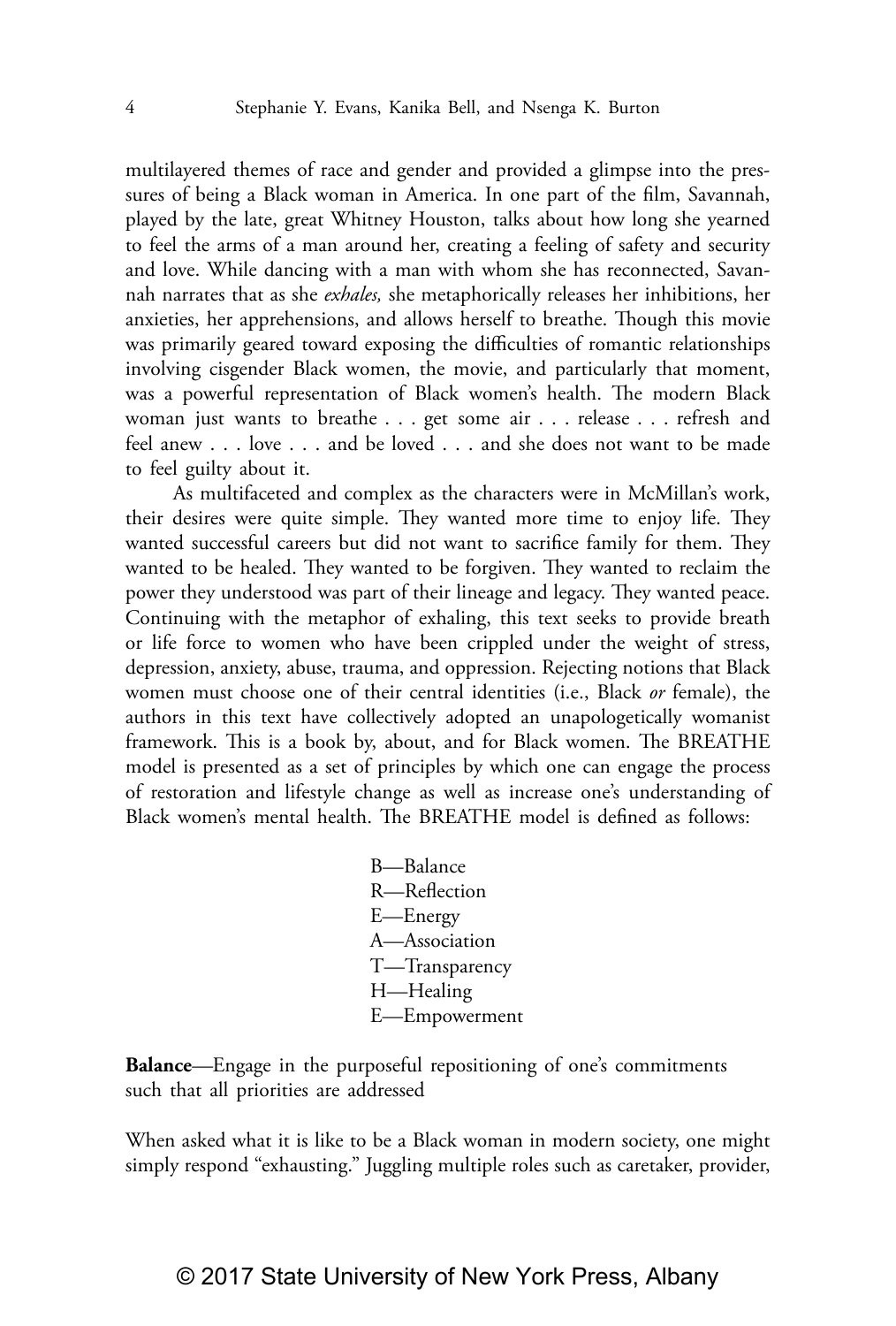multilayered themes of race and gender and provided a glimpse into the pressures of being a Black woman in America. In one part of the film, Savannah, played by the late, great Whitney Houston, talks about how long she yearned to feel the arms of a man around her, creating a feeling of safety and security and love. While dancing with a man with whom she has reconnected, Savannah narrates that as she *exhales,* she metaphorically releases her inhibitions, her anxieties, her apprehensions, and allows herself to breathe. Though this movie was primarily geared toward exposing the difficulties of romantic relationships involving cisgender Black women, the movie, and particularly that moment, was a powerful representation of Black women's health. The modern Black woman just wants to breathe . . . get some air . . . release . . . refresh and feel anew . . . love . . . and be loved . . . and she does not want to be made to feel guilty about it.

As multifaceted and complex as the characters were in McMillan's work, their desires were quite simple. They wanted more time to enjoy life. They wanted successful careers but did not want to sacrifice family for them. They wanted to be healed. They wanted to be forgiven. They wanted to reclaim the power they understood was part of their lineage and legacy. They wanted peace. Continuing with the metaphor of exhaling, this text seeks to provide breath or life force to women who have been crippled under the weight of stress, depression, anxiety, abuse, trauma, and oppression. Rejecting notions that Black women must choose one of their central identities (i.e., Black *or* female), the authors in this text have collectively adopted an unapologetically womanist framework. This is a book by, about, and for Black women. The BREATHE model is presented as a set of principles by which one can engage the process of restoration and lifestyle change as well as increase one's understanding of Black women's mental health. The BREATHE model is defined as follows:

B—Balance  
R—Reflection  
E—Energy  
A—Association  
T—Transparency  
H—Healing  
E—Empowerment

**Balance**—Engage in the purposeful repositioning of one's commitments such that all priorities are addressed

When asked what it is like to be a Black woman in modern society, one might simply respond "exhausting." Juggling multiple roles such as caretaker, provider,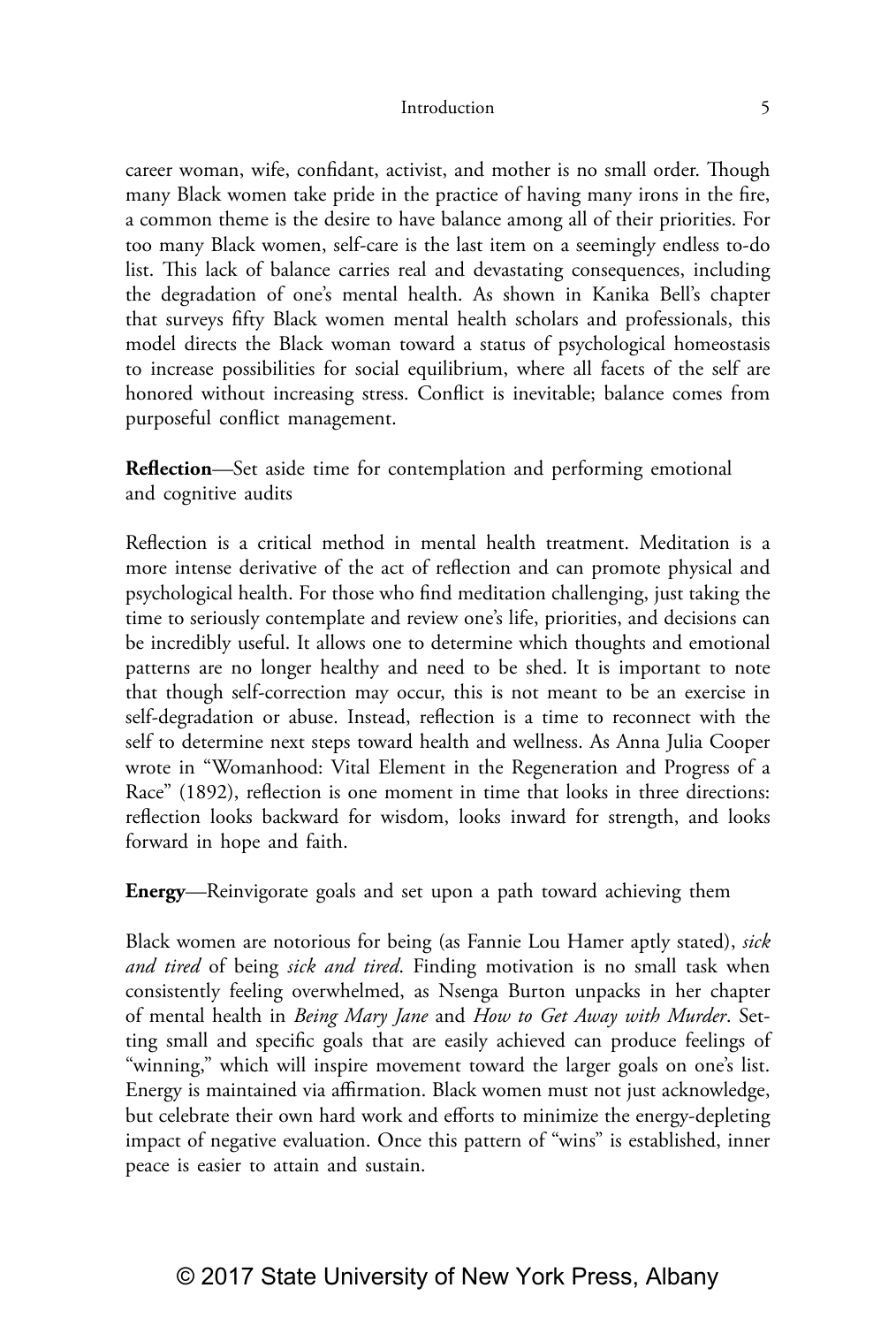career woman, wife, confidant, activist, and mother is no small order. Though many Black women take pride in the practice of having many irons in the fire, a common theme is the desire to have balance among all of their priorities. For too many Black women, self-care is the last item on a seemingly endless to-do list. This lack of balance carries real and devastating consequences, including the degradation of one's mental health. As shown in Kanika Bell's chapter that surveys fifty Black women mental health scholars and professionals, this model directs the Black woman toward a status of psychological homeostasis to increase possibilities for social equilibrium, where all facets of the self are honored without increasing stress. Conflict is inevitable; balance comes from purposeful conflict management.

**Reflection**—Set aside time for contemplation and performing emotional and cognitive audits

Reflection is a critical method in mental health treatment. Meditation is a more intense derivative of the act of reflection and can promote physical and psychological health. For those who find meditation challenging, just taking the time to seriously contemplate and review one's life, priorities, and decisions can be incredibly useful. It allows one to determine which thoughts and emotional patterns are no longer healthy and need to be shed. It is important to note that though self-correction may occur, this is not meant to be an exercise in self-degradation or abuse. Instead, reflection is a time to reconnect with the self to determine next steps toward health and wellness. As Anna Julia Cooper wrote in "Womanhood: Vital Element in the Regeneration and Progress of a Race" (1892), reflection is one moment in time that looks in three directions: reflection looks backward for wisdom, looks inward for strength, and looks forward in hope and faith.

**Energy**—Reinvigorate goals and set upon a path toward achieving them

Black women are notorious for being (as Fannie Lou Hamer aptly stated), *sick and tired* of being *sick and tired*. Finding motivation is no small task when consistently feeling overwhelmed, as Nsenga Burton unpacks in her chapter of mental health in *Being Mary Jane* and *How to Get Away with Murder*. Setting small and specific goals that are easily achieved can produce feelings of "winning," which will inspire movement toward the larger goals on one's list. Energy is maintained via affirmation. Black women must not just acknowledge, but celebrate their own hard work and efforts to minimize the energy-depleting impact of negative evaluation. Once this pattern of "wins" is established, inner peace is easier to attain and sustain.

© 2017 State University of New York Press, Albany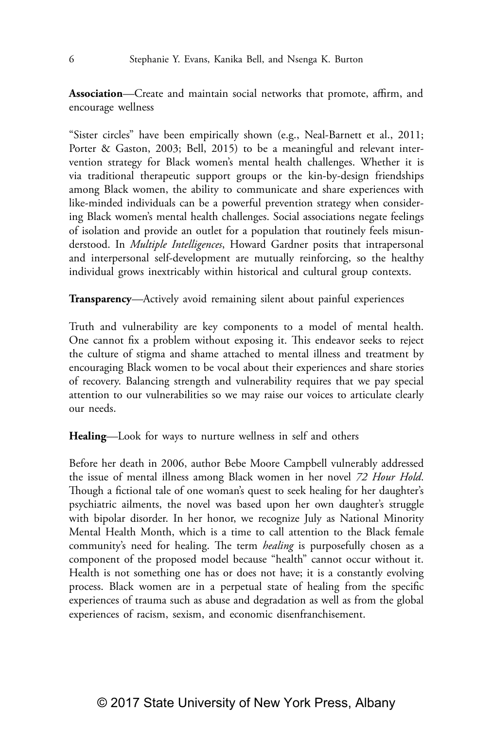**Association**—Create and maintain social networks that promote, affirm, and encourage wellness

"Sister circles" have been empirically shown (e.g., Neal-Barnett et al., 2011; Porter & Gaston, 2003; Bell, 2015) to be a meaningful and relevant intervention strategy for Black women's mental health challenges. Whether it is via traditional therapeutic support groups or the kin-by-design friendships among Black women, the ability to communicate and share experiences with like-minded individuals can be a powerful prevention strategy when considering Black women's mental health challenges. Social associations negate feelings of isolation and provide an outlet for a population that routinely feels misunderstood. In *Multiple Intelligences*, Howard Gardner posits that intrapersonal and interpersonal self-development are mutually reinforcing, so the healthy individual grows inextricably within historical and cultural group contexts.

**Transparency**—Actively avoid remaining silent about painful experiences

Truth and vulnerability are key components to a model of mental health. One cannot fix a problem without exposing it. This endeavor seeks to reject the culture of stigma and shame attached to mental illness and treatment by encouraging Black women to be vocal about their experiences and share stories of recovery. Balancing strength and vulnerability requires that we pay special attention to our vulnerabilities so we may raise our voices to articulate clearly our needs.

**Healing**—Look for ways to nurture wellness in self and others

Before her death in 2006, author Bebe Moore Campbell vulnerably addressed the issue of mental illness among Black women in her novel *72 Hour Hold*. Though a fictional tale of one woman's quest to seek healing for her daughter's psychiatric ailments, the novel was based upon her own daughter's struggle with bipolar disorder. In her honor, we recognize July as National Minority Mental Health Month, which is a time to call attention to the Black female community's need for healing. The term *healing* is purposefully chosen as a component of the proposed model because "health" cannot occur without it. Health is not something one has or does not have; it is a constantly evolving process. Black women are in a perpetual state of healing from the specific experiences of trauma such as abuse and degradation as well as from the global experiences of racism, sexism, and economic disenfranchisement.

© 2017 State University of New York Press, Albany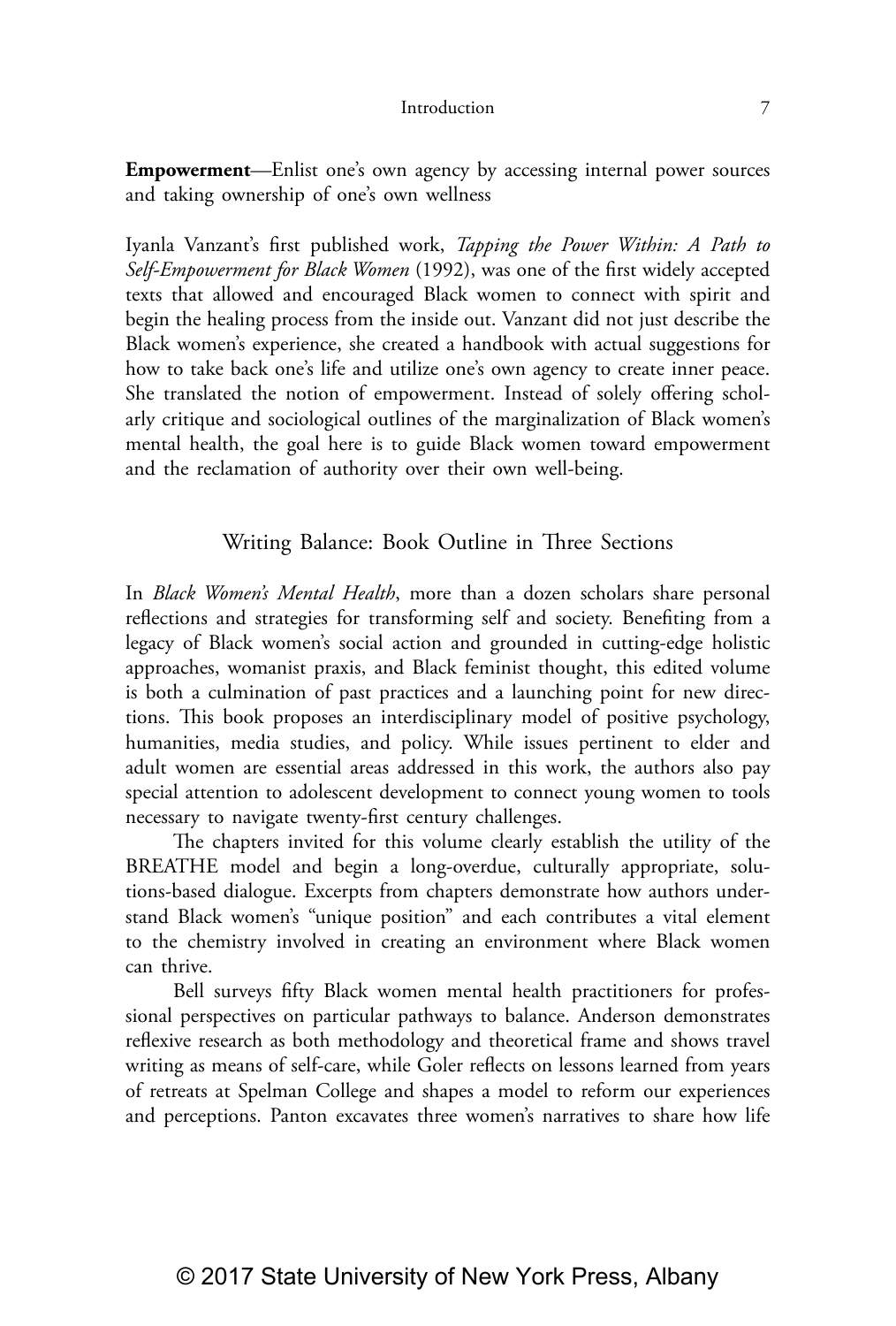**Empowerment**—Enlist one's own agency by accessing internal power sources and taking ownership of one's own wellness

Iyanla Vanzant's first published work, *Tapping the Power Within: A Path to Self-Empowerment for Black Women* (1992), was one of the first widely accepted texts that allowed and encouraged Black women to connect with spirit and begin the healing process from the inside out. Vanzant did not just describe the Black women's experience, she created a handbook with actual suggestions for how to take back one's life and utilize one's own agency to create inner peace. She translated the notion of empowerment. Instead of solely offering scholarly critique and sociological outlines of the marginalization of Black women's mental health, the goal here is to guide Black women toward empowerment and the reclamation of authority over their own well-being.

## Writing Balance: Book Outline in Three Sections

In *Black Women's Mental Health*, more than a dozen scholars share personal reflections and strategies for transforming self and society. Benefiting from a legacy of Black women's social action and grounded in cutting-edge holistic approaches, womanist praxis, and Black feminist thought, this edited volume is both a culmination of past practices and a launching point for new directions. This book proposes an interdisciplinary model of positive psychology, humanities, media studies, and policy. While issues pertinent to elder and adult women are essential areas addressed in this work, the authors also pay special attention to adolescent development to connect young women to tools necessary to navigate twenty-first century challenges.

The chapters invited for this volume clearly establish the utility of the BREATHE model and begin a long-overdue, culturally appropriate, solutions-based dialogue. Excerpts from chapters demonstrate how authors understand Black women's "unique position" and each contributes a vital element to the chemistry involved in creating an environment where Black women can thrive.

Bell surveys fifty Black women mental health practitioners for professional perspectives on particular pathways to balance. Anderson demonstrates reflexive research as both methodology and theoretical frame and shows travel writing as means of self-care, while Goler reflects on lessons learned from years of retreats at Spelman College and shapes a model to reform our experiences and perceptions. Panton excavates three women's narratives to share how life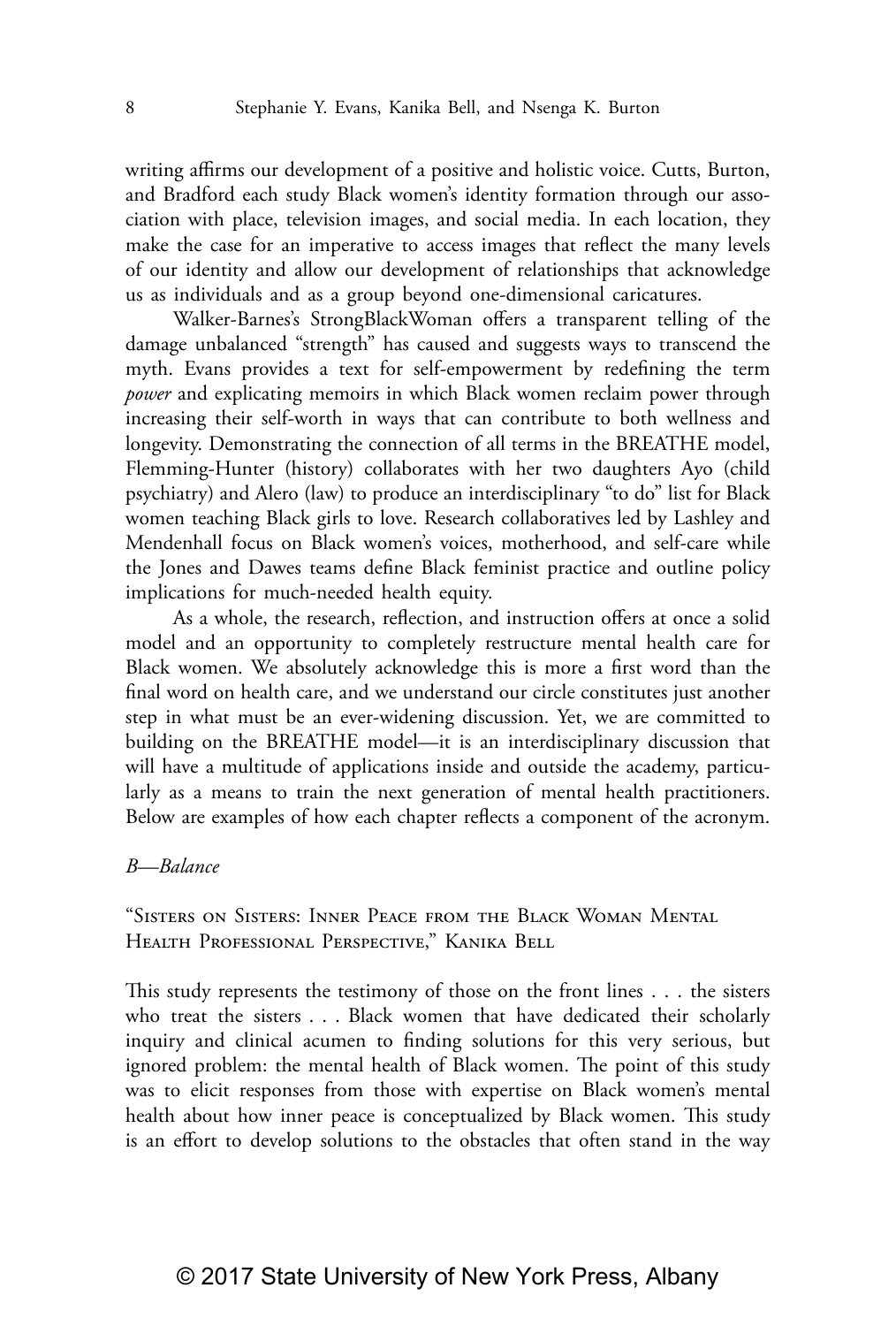writing affirms our development of a positive and holistic voice. Cutts, Burton, and Bradford each study Black women's identity formation through our association with place, television images, and social media. In each location, they make the case for an imperative to access images that reflect the many levels of our identity and allow our development of relationships that acknowledge us as individuals and as a group beyond one-dimensional caricatures.

Walker-Barnes's StrongBlackWoman offers a transparent telling of the damage unbalanced "strength" has caused and suggests ways to transcend the myth. Evans provides a text for self-empowerment by redefining the term *power* and explicating memoirs in which Black women reclaim power through increasing their self-worth in ways that can contribute to both wellness and longevity. Demonstrating the connection of all terms in the BREATHE model, Flemming-Hunter (history) collaborates with her two daughters Ayo (child psychiatry) and Alero (law) to produce an interdisciplinary "to do" list for Black women teaching Black girls to love. Research collaboratives led by Lashley and Mendenhall focus on Black women's voices, motherhood, and self-care while the Jones and Dawes teams define Black feminist practice and outline policy implications for much-needed health equity.

As a whole, the research, reflection, and instruction offers at once a solid model and an opportunity to completely restructure mental health care for Black women. We absolutely acknowledge this is more a first word than the final word on health care, and we understand our circle constitutes just another step in what must be an ever-widening discussion. Yet, we are committed to building on the BREATHE model—it is an interdisciplinary discussion that will have a multitude of applications inside and outside the academy, particularly as a means to train the next generation of mental health practitioners. Below are examples of how each chapter reflects a component of the acronym.

*B—Balance*

"Sisters on Sisters: Inner Peace from the Black Woman Mental Health Professional Perspective," Kanika Bell

This study represents the testimony of those on the front lines . . . the sisters who treat the sisters . . . Black women that have dedicated their scholarly inquiry and clinical acumen to finding solutions for this very serious, but ignored problem: the mental health of Black women. The point of this study was to elicit responses from those with expertise on Black women's mental health about how inner peace is conceptualized by Black women. This study is an effort to develop solutions to the obstacles that often stand in the way

© 2017 State University of New York Press, Albany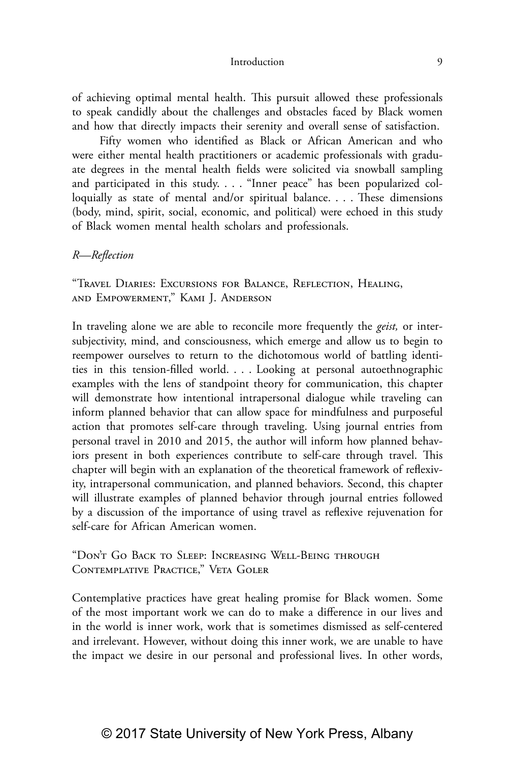of achieving optimal mental health. This pursuit allowed these professionals to speak candidly about the challenges and obstacles faced by Black women and how that directly impacts their serenity and overall sense of satisfaction.

Fifty women who identified as Black or African American and who were either mental health practitioners or academic professionals with graduate degrees in the mental health fields were solicited via snowball sampling and participated in this study. . . . "Inner peace" has been popularized colloquially as state of mental and/or spiritual balance. . . . These dimensions (body, mind, spirit, social, economic, and political) were echoed in this study of Black women mental health scholars and professionals.

*R—Reflection*

"Travel Diaries: Excursions for Balance, Reflection, Healing, and Empowerment," Kami J. Anderson

In traveling alone we are able to reconcile more frequently the *geist,* or intersubjectivity, mind, and consciousness, which emerge and allow us to begin to reempower ourselves to return to the dichotomous world of battling identities in this tension-filled world. . . . Looking at personal autoethnographic examples with the lens of standpoint theory for communication, this chapter will demonstrate how intentional intrapersonal dialogue while traveling can inform planned behavior that can allow space for mindfulness and purposeful action that promotes self-care through traveling. Using journal entries from personal travel in 2010 and 2015, the author will inform how planned behaviors present in both experiences contribute to self-care through travel. This chapter will begin with an explanation of the theoretical framework of reflexivity, intrapersonal communication, and planned behaviors. Second, this chapter will illustrate examples of planned behavior through journal entries followed by a discussion of the importance of using travel as reflexive rejuvenation for self-care for African American women.

"Don't Go Back to Sleep: Increasing Well-Being through Contemplative Practice," Veta Goler

Contemplative practices have great healing promise for Black women. Some of the most important work we can do to make a difference in our lives and in the world is inner work, work that is sometimes dismissed as self-centered and irrelevant. However, without doing this inner work, we are unable to have the impact we desire in our personal and professional lives. In other words,

© 2017 State University of New York Press, Albany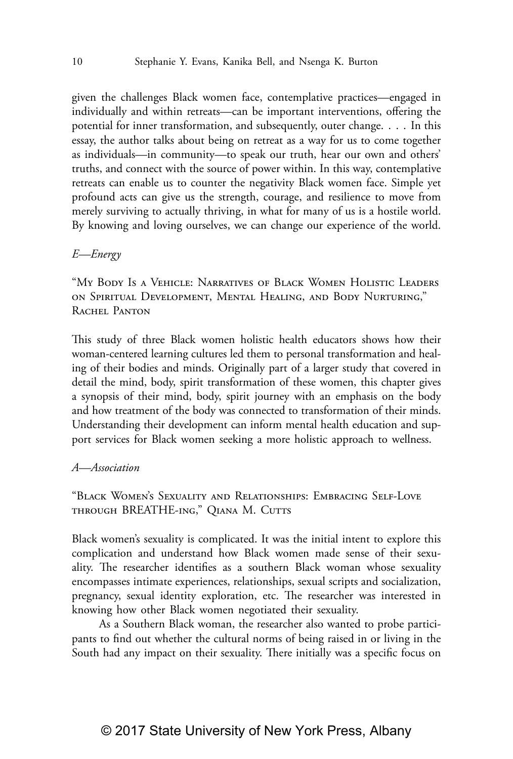given the challenges Black women face, contemplative practices—engaged in individually and within retreats—can be important interventions, offering the potential for inner transformation, and subsequently, outer change. . . . In this essay, the author talks about being on retreat as a way for us to come together as individuals—in community—to speak our truth, hear our own and others' truths, and connect with the source of power within. In this way, contemplative retreats can enable us to counter the negativity Black women face. Simple yet profound acts can give us the strength, courage, and resilience to move from merely surviving to actually thriving, in what for many of us is a hostile world. By knowing and loving ourselves, we can change our experience of the world.

*E—Energy*

"My Body Is a Vehicle: Narratives of Black Women Holistic Leaders on Spiritual Development, Mental Healing, and Body Nurturing," Rachel Panton

This study of three Black women holistic health educators shows how their woman-centered learning cultures led them to personal transformation and healing of their bodies and minds. Originally part of a larger study that covered in detail the mind, body, spirit transformation of these women, this chapter gives a synopsis of their mind, body, spirit journey with an emphasis on the body and how treatment of the body was connected to transformation of their minds. Understanding their development can inform mental health education and support services for Black women seeking a more holistic approach to wellness.

*A—Association*

"Black Women's Sexuality and Relationships: Embracing Self-Love through BREATHE-ing," Qiana M. Cutts

Black women's sexuality is complicated. It was the initial intent to explore this complication and understand how Black women made sense of their sexuality. The researcher identifies as a southern Black woman whose sexuality encompasses intimate experiences, relationships, sexual scripts and socialization, pregnancy, sexual identity exploration, etc. The researcher was interested in knowing how other Black women negotiated their sexuality.

As a Southern Black woman, the researcher also wanted to probe participants to find out whether the cultural norms of being raised in or living in the South had any impact on their sexuality. There initially was a specific focus on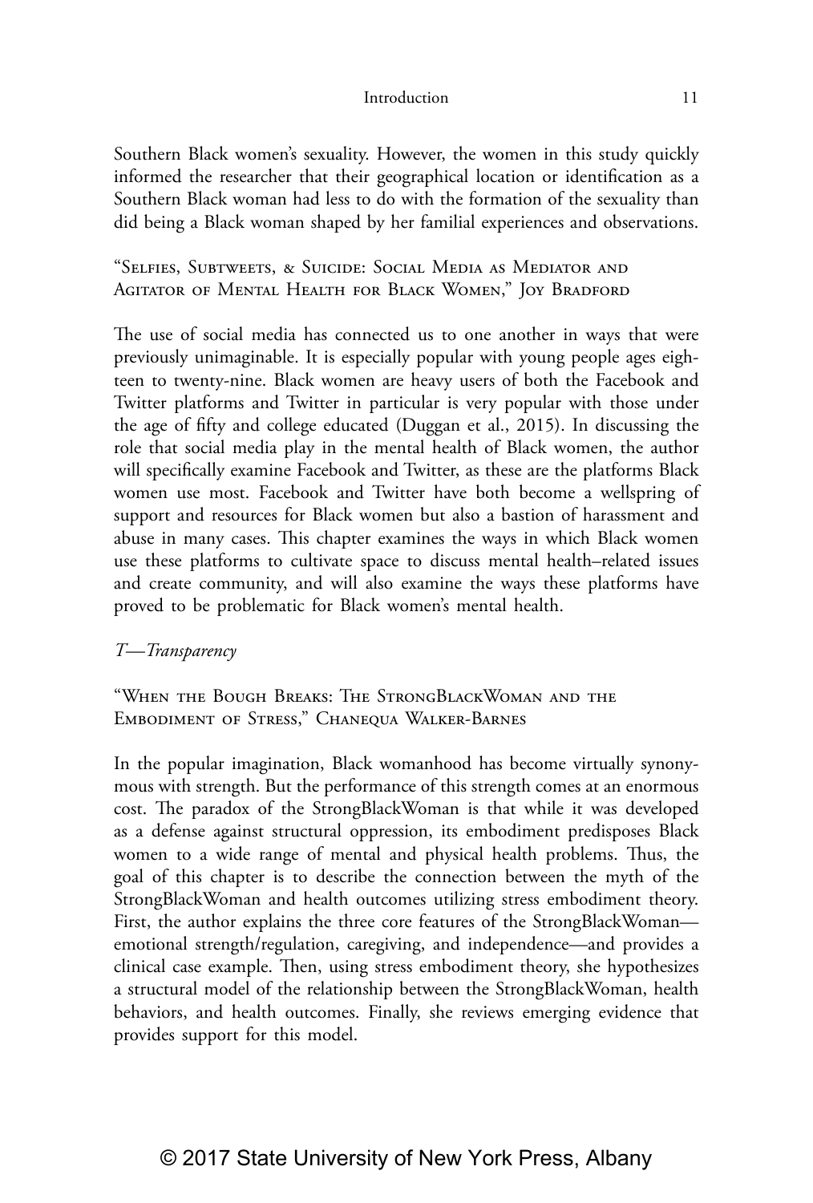Southern Black women's sexuality. However, the women in this study quickly informed the researcher that their geographical location or identification as a Southern Black woman had less to do with the formation of the sexuality than did being a Black woman shaped by her familial experiences and observations.

"Selfies, Subtweets, & Suicide: Social Media as Mediator and Agitator of Mental Health for Black Women," Joy Bradford

The use of social media has connected us to one another in ways that were previously unimaginable. It is especially popular with young people ages eighteen to twenty-nine. Black women are heavy users of both the Facebook and Twitter platforms and Twitter in particular is very popular with those under the age of fifty and college educated (Duggan et al., 2015). In discussing the role that social media play in the mental health of Black women, the author will specifically examine Facebook and Twitter, as these are the platforms Black women use most. Facebook and Twitter have both become a wellspring of support and resources for Black women but also a bastion of harassment and abuse in many cases. This chapter examines the ways in which Black women use these platforms to cultivate space to discuss mental health–related issues and create community, and will also examine the ways these platforms have proved to be problematic for Black women's mental health.

*T—Transparency*

"When the Bough Breaks: The StrongBlackWoman and the Embodiment of Stress," Chanequa Walker-Barnes

In the popular imagination, Black womanhood has become virtually synonymous with strength. But the performance of this strength comes at an enormous cost. The paradox of the StrongBlackWoman is that while it was developed as a defense against structural oppression, its embodiment predisposes Black women to a wide range of mental and physical health problems. Thus, the goal of this chapter is to describe the connection between the myth of the StrongBlackWoman and health outcomes utilizing stress embodiment theory. First, the author explains the three core features of the StrongBlackWoman—emotional strength/regulation, caregiving, and independence—and provides a clinical case example. Then, using stress embodiment theory, she hypothesizes a structural model of the relationship between the StrongBlackWoman, health behaviors, and health outcomes. Finally, she reviews emerging evidence that provides support for this model.

© 2017 State University of New York Press, Albany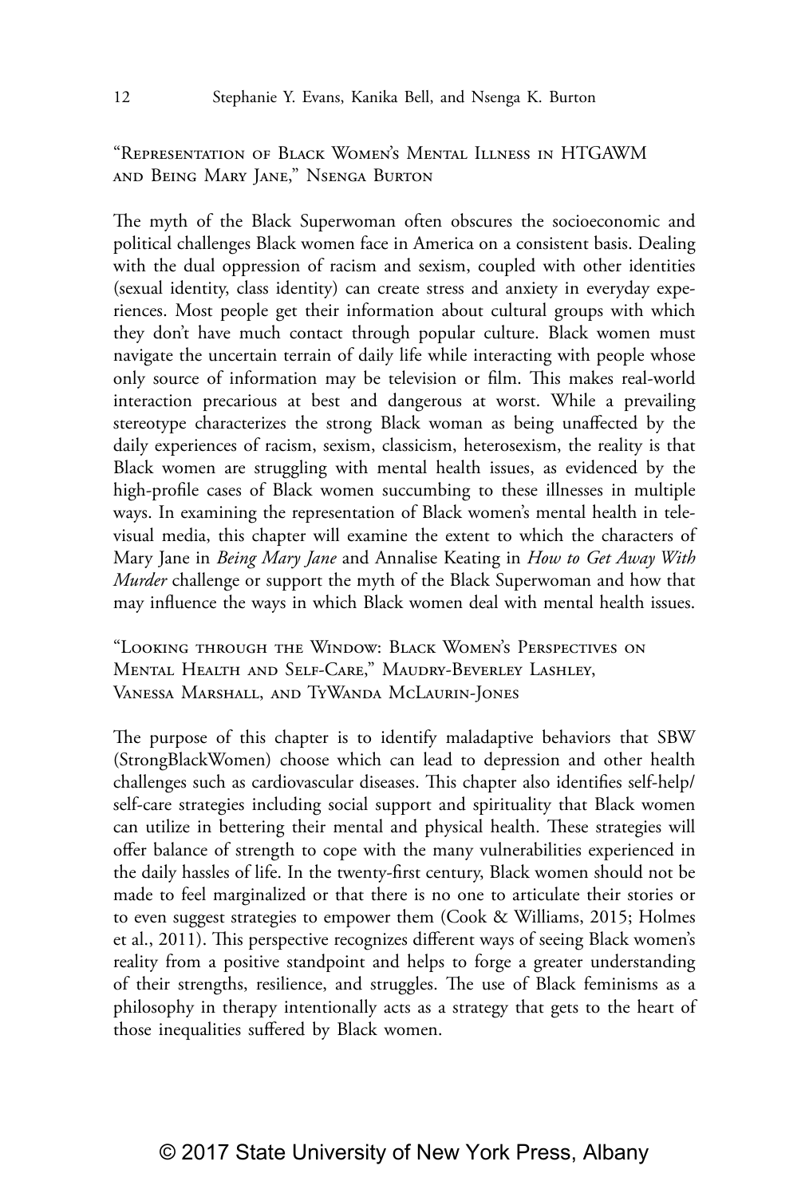"Representation of Black Women's Mental Illness in HTGAWM and Being Mary Jane," Nsenga Burton

The myth of the Black Superwoman often obscures the socioeconomic and political challenges Black women face in America on a consistent basis. Dealing with the dual oppression of racism and sexism, coupled with other identities (sexual identity, class identity) can create stress and anxiety in everyday experiences. Most people get their information about cultural groups with which they don't have much contact through popular culture. Black women must navigate the uncertain terrain of daily life while interacting with people whose only source of information may be television or film. This makes real-world interaction precarious at best and dangerous at worst. While a prevailing stereotype characterizes the strong Black woman as being unaffected by the daily experiences of racism, sexism, classicism, heterosexism, the reality is that Black women are struggling with mental health issues, as evidenced by the high-profile cases of Black women succumbing to these illnesses in multiple ways. In examining the representation of Black women's mental health in televisual media, this chapter will examine the extent to which the characters of Mary Jane in *Being Mary Jane* and Annalise Keating in *How to Get Away With Murder* challenge or support the myth of the Black Superwoman and how that may influence the ways in which Black women deal with mental health issues.

"Looking through the Window: Black Women's Perspectives on Mental Health and Self-Care," Maudry-Beverley Lashley, Vanessa Marshall, and TyWanda McLaurin-Jones

The purpose of this chapter is to identify maladaptive behaviors that SBW (StrongBlackWomen) choose which can lead to depression and other health challenges such as cardiovascular diseases. This chapter also identifies self-help/self-care strategies including social support and spirituality that Black women can utilize in bettering their mental and physical health. These strategies will offer balance of strength to cope with the many vulnerabilities experienced in the daily hassles of life. In the twenty-first century, Black women should not be made to feel marginalized or that there is no one to articulate their stories or to even suggest strategies to empower them (Cook & Williams, 2015; Holmes et al., 2011). This perspective recognizes different ways of seeing Black women's reality from a positive standpoint and helps to forge a greater understanding of their strengths, resilience, and struggles. The use of Black feminisms as a philosophy in therapy intentionally acts as a strategy that gets to the heart of those inequalities suffered by Black women.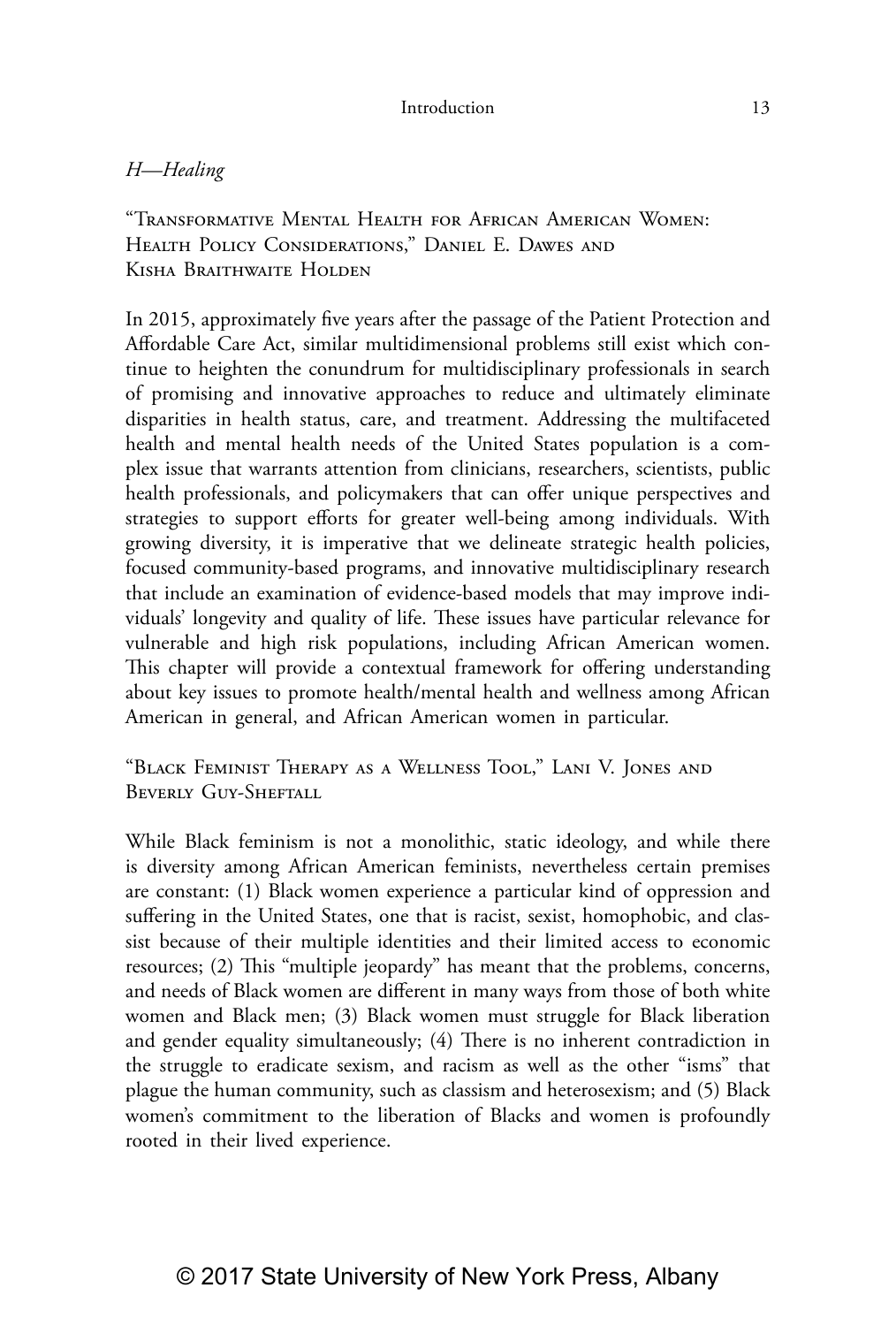*H—Healing*

"Transformative Mental Health for African American Women: Health Policy Considerations," Daniel E. Dawes and Kisha Braithwaite Holden

In 2015, approximately five years after the passage of the Patient Protection and Affordable Care Act, similar multidimensional problems still exist which continue to heighten the conundrum for multidisciplinary professionals in search of promising and innovative approaches to reduce and ultimately eliminate disparities in health status, care, and treatment. Addressing the multifaceted health and mental health needs of the United States population is a complex issue that warrants attention from clinicians, researchers, scientists, public health professionals, and policymakers that can offer unique perspectives and strategies to support efforts for greater well-being among individuals. With growing diversity, it is imperative that we delineate strategic health policies, focused community-based programs, and innovative multidisciplinary research that include an examination of evidence-based models that may improve individuals' longevity and quality of life. These issues have particular relevance for vulnerable and high risk populations, including African American women. This chapter will provide a contextual framework for offering understanding about key issues to promote health/mental health and wellness among African American in general, and African American women in particular.

"Black Feminist Therapy as a Wellness Tool," Lani V. Jones and Beverly Guy-Sheftall

While Black feminism is not a monolithic, static ideology, and while there is diversity among African American feminists, nevertheless certain premises are constant: (1) Black women experience a particular kind of oppression and suffering in the United States, one that is racist, sexist, homophobic, and classist because of their multiple identities and their limited access to economic resources; (2) This "multiple jeopardy" has meant that the problems, concerns, and needs of Black women are different in many ways from those of both white women and Black men; (3) Black women must struggle for Black liberation and gender equality simultaneously; (4) There is no inherent contradiction in the struggle to eradicate sexism, and racism as well as the other "isms" that plague the human community, such as classism and heterosexism; and (5) Black women's commitment to the liberation of Blacks and women is profoundly rooted in their lived experience.

© 2017 State University of New York Press, Albany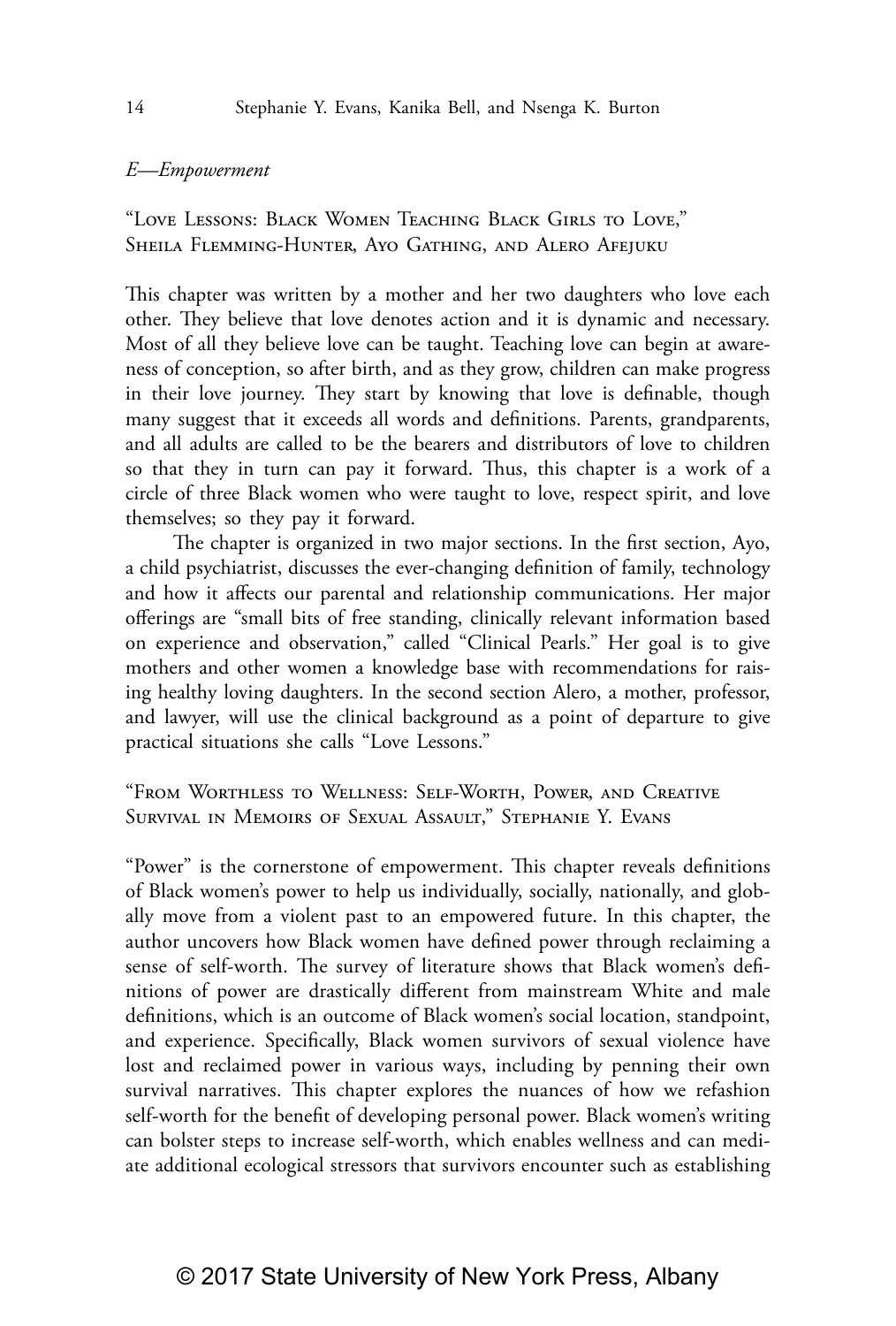*E—Empowerment*

"Love Lessons: Black Women Teaching Black Girls to Love," Sheila Flemming-Hunter, Ayo Gathing, and Alero Afejuku

This chapter was written by a mother and her two daughters who love each other. They believe that love denotes action and it is dynamic and necessary. Most of all they believe love can be taught. Teaching love can begin at awareness of conception, so after birth, and as they grow, children can make progress in their love journey. They start by knowing that love is definable, though many suggest that it exceeds all words and definitions. Parents, grandparents, and all adults are called to be the bearers and distributors of love to children so that they in turn can pay it forward. Thus, this chapter is a work of a circle of three Black women who were taught to love, respect spirit, and love themselves; so they pay it forward.

The chapter is organized in two major sections. In the first section, Ayo, a child psychiatrist, discusses the ever-changing definition of family, technology and how it affects our parental and relationship communications. Her major offerings are "small bits of free standing, clinically relevant information based on experience and observation," called "Clinical Pearls." Her goal is to give mothers and other women a knowledge base with recommendations for raising healthy loving daughters. In the second section Alero, a mother, professor, and lawyer, will use the clinical background as a point of departure to give practical situations she calls "Love Lessons."

"From Worthless to Wellness: Self-Worth, Power, and Creative Survival in Memoirs of Sexual Assault," Stephanie Y. Evans

"Power" is the cornerstone of empowerment. This chapter reveals definitions of Black women's power to help us individually, socially, nationally, and globally move from a violent past to an empowered future. In this chapter, the author uncovers how Black women have defined power through reclaiming a sense of self-worth. The survey of literature shows that Black women's definitions of power are drastically different from mainstream White and male definitions, which is an outcome of Black women's social location, standpoint, and experience. Specifically, Black women survivors of sexual violence have lost and reclaimed power in various ways, including by penning their own survival narratives. This chapter explores the nuances of how we refashion self-worth for the benefit of developing personal power. Black women's writing can bolster steps to increase self-worth, which enables wellness and can mediate additional ecological stressors that survivors encounter such as establishing

© 2017 State University of New York Press, Albany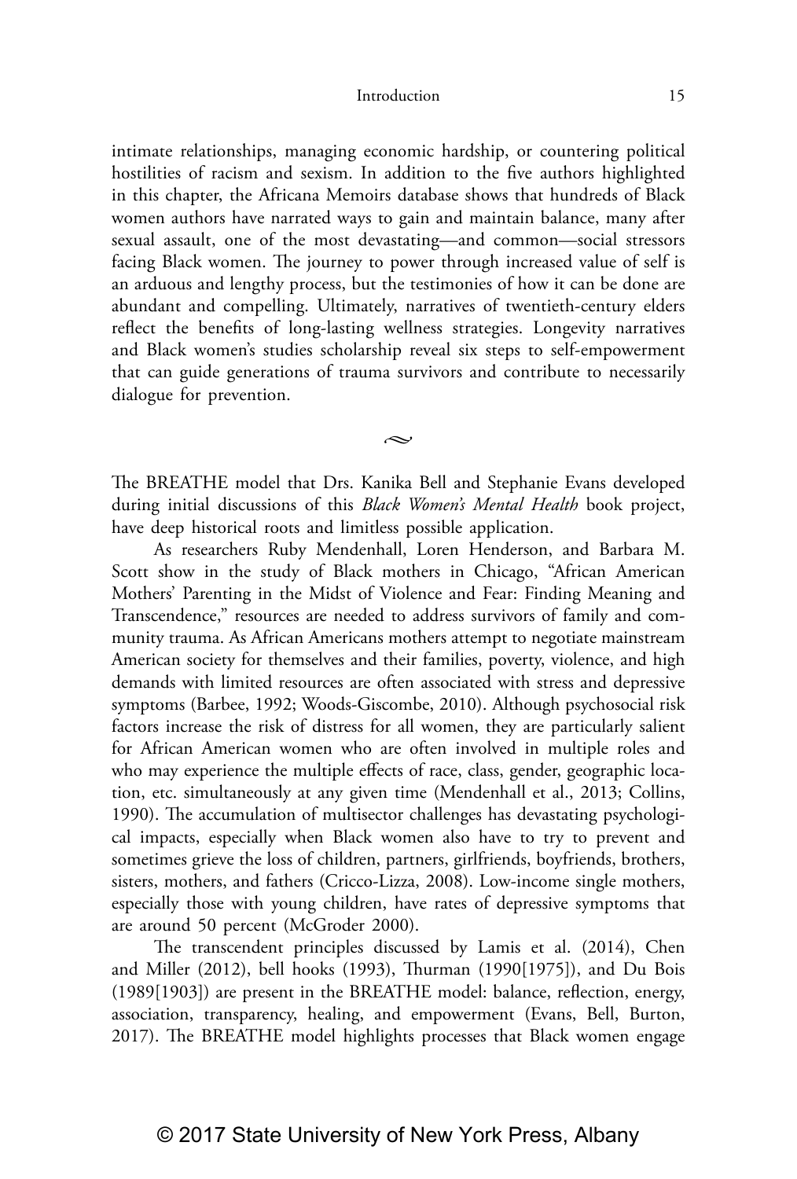intimate relationships, managing economic hardship, or countering political hostilities of racism and sexism. In addition to the five authors highlighted in this chapter, the Africana Memoirs database shows that hundreds of Black women authors have narrated ways to gain and maintain balance, many after sexual assault, one of the most devastating—and common—social stressors facing Black women. The journey to power through increased value of self is an arduous and lengthy process, but the testimonies of how it can be done are abundant and compelling. Ultimately, narratives of twentieth-century elders reflect the benefits of long-lasting wellness strategies. Longevity narratives and Black women's studies scholarship reveal six steps to self-empowerment that can guide generations of trauma survivors and contribute to necessarily dialogue for prevention.

~

The BREATHE model that Drs. Kanika Bell and Stephanie Evans developed during initial discussions of this *Black Women's Mental Health* book project, have deep historical roots and limitless possible application.

As researchers Ruby Mendenhall, Loren Henderson, and Barbara M. Scott show in the study of Black mothers in Chicago, "African American Mothers' Parenting in the Midst of Violence and Fear: Finding Meaning and Transcendence," resources are needed to address survivors of family and community trauma. As African Americans mothers attempt to negotiate mainstream American society for themselves and their families, poverty, violence, and high demands with limited resources are often associated with stress and depressive symptoms (Barbee, 1992; Woods-Giscombe, 2010). Although psychosocial risk factors increase the risk of distress for all women, they are particularly salient for African American women who are often involved in multiple roles and who may experience the multiple effects of race, class, gender, geographic location, etc. simultaneously at any given time (Mendenhall et al., 2013; Collins, 1990). The accumulation of multisector challenges has devastating psychological impacts, especially when Black women also have to try to prevent and sometimes grieve the loss of children, partners, girlfriends, boyfriends, brothers, sisters, mothers, and fathers (Cricco-Lizza, 2008). Low-income single mothers, especially those with young children, have rates of depressive symptoms that are around 50 percent (McGroder 2000).

The transcendent principles discussed by Lamis et al. (2014), Chen and Miller (2012), bell hooks (1993), Thurman (1990[1975]), and Du Bois (1989[1903]) are present in the BREATHE model: balance, reflection, energy, association, transparency, healing, and empowerment (Evans, Bell, Burton, 2017). The BREATHE model highlights processes that Black women engage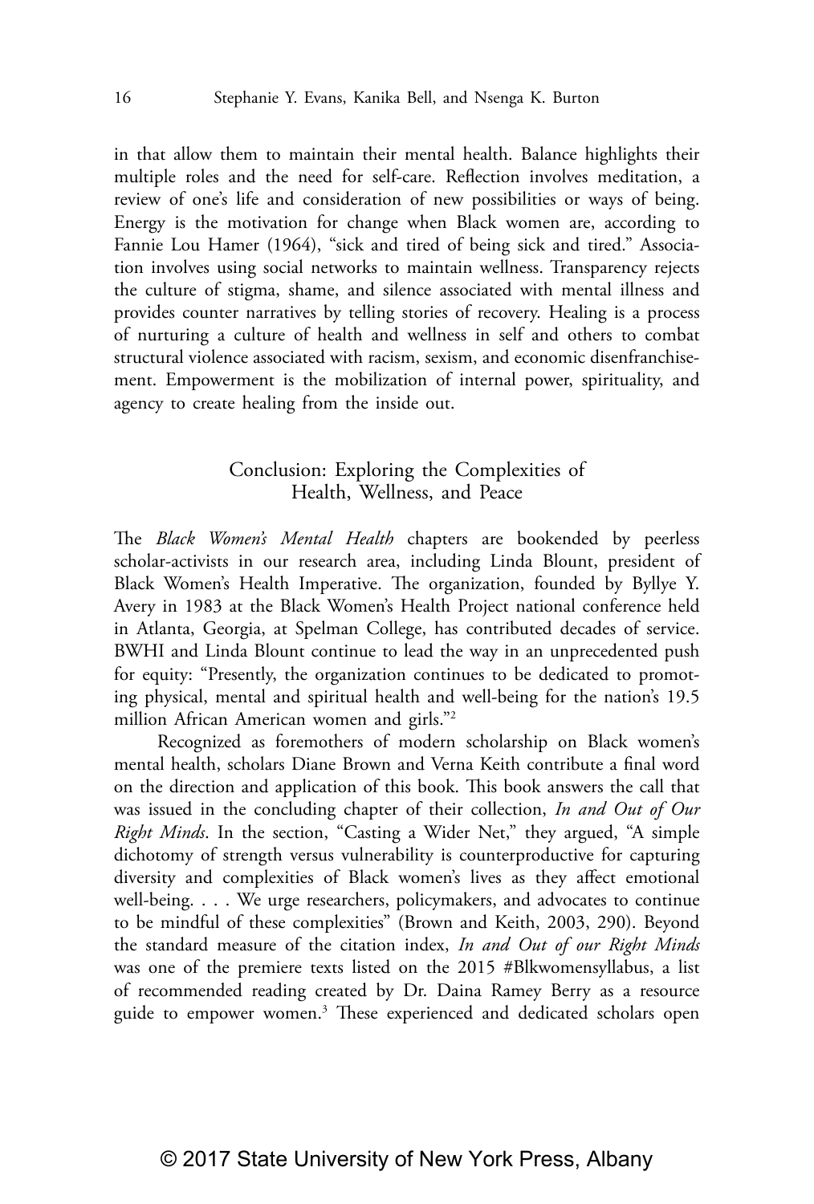in that allow them to maintain their mental health. Balance highlights their multiple roles and the need for self-care. Reflection involves meditation, a review of one's life and consideration of new possibilities or ways of being. Energy is the motivation for change when Black women are, according to Fannie Lou Hamer (1964), "sick and tired of being sick and tired." Association involves using social networks to maintain wellness. Transparency rejects the culture of stigma, shame, and silence associated with mental illness and provides counter narratives by telling stories of recovery. Healing is a process of nurturing a culture of health and wellness in self and others to combat structural violence associated with racism, sexism, and economic disenfranchisement. Empowerment is the mobilization of internal power, spirituality, and agency to create healing from the inside out.

## Conclusion: Exploring the Complexities of Health, Wellness, and Peace

The *Black Women's Mental Health* chapters are bookended by peerless scholar-activists in our research area, including Linda Blount, president of Black Women's Health Imperative. The organization, founded by Byllye Y. Avery in 1983 at the Black Women's Health Project national conference held in Atlanta, Georgia, at Spelman College, has contributed decades of service. BWHI and Linda Blount continue to lead the way in an unprecedented push for equity: "Presently, the organization continues to be dedicated to promoting physical, mental and spiritual health and well-being for the nation's 19.5 million African American women and girls."[2]

Recognized as foremothers of modern scholarship on Black women's mental health, scholars Diane Brown and Verna Keith contribute a final word on the direction and application of this book. This book answers the call that was issued in the concluding chapter of their collection, *In and Out of Our Right Minds*. In the section, "Casting a Wider Net," they argued, "A simple dichotomy of strength versus vulnerability is counterproductive for capturing diversity and complexities of Black women's lives as they affect emotional well-being. . . . We urge researchers, policymakers, and advocates to continue to be mindful of these complexities" (Brown and Keith, 2003, 290). Beyond the standard measure of the citation index, *In and Out of our Right Minds* was one of the premiere texts listed on the 2015 #Blkwomensyllabus, a list of recommended reading created by Dr. Daina Ramey Berry as a resource guide to empower women.[3] These experienced and dedicated scholars open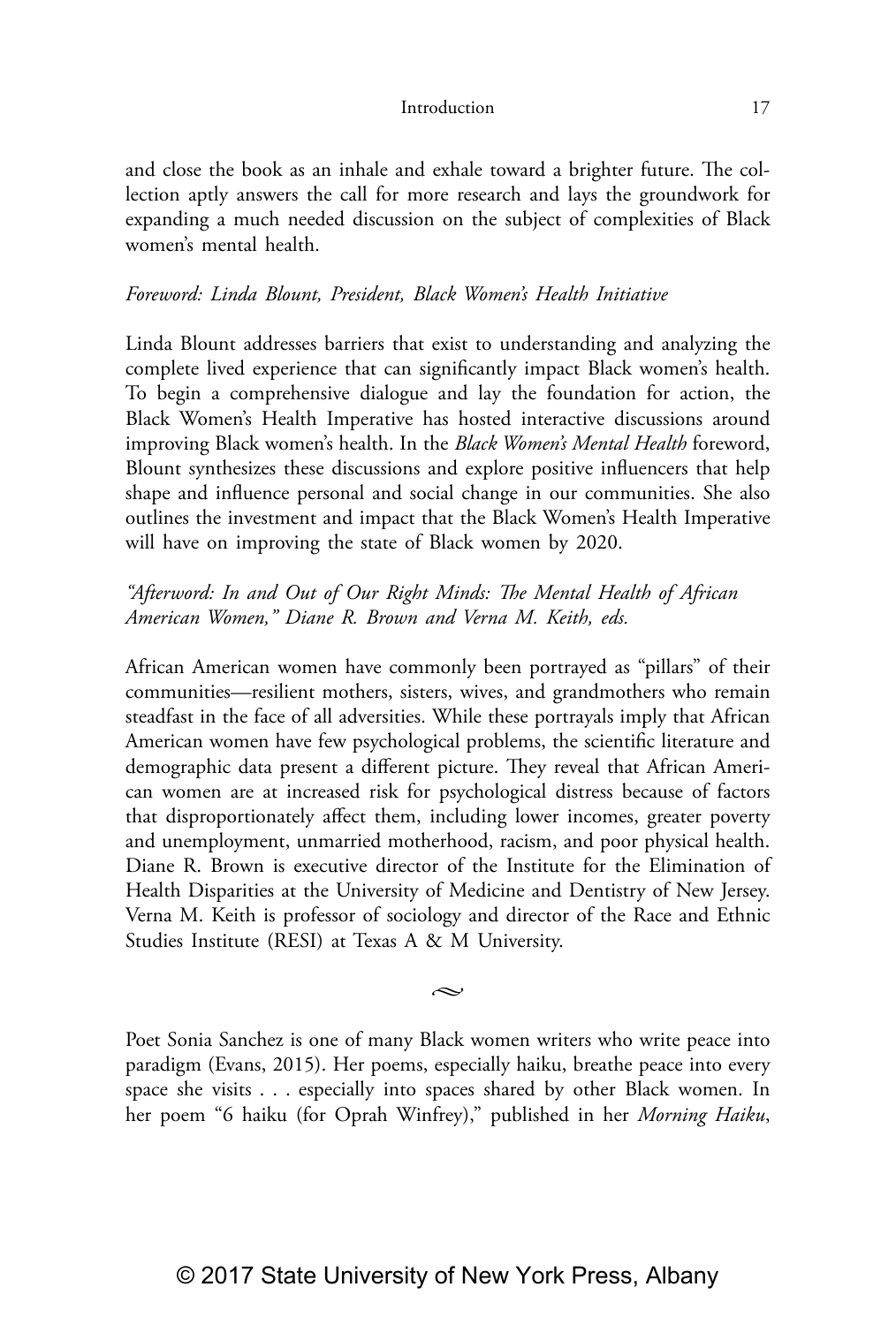and close the book as an inhale and exhale toward a brighter future. The collection aptly answers the call for more research and lays the groundwork for expanding a much needed discussion on the subject of complexities of Black women's mental health.

*Foreword: Linda Blount, President, Black Women's Health Initiative*

Linda Blount addresses barriers that exist to understanding and analyzing the complete lived experience that can significantly impact Black women's health. To begin a comprehensive dialogue and lay the foundation for action, the Black Women's Health Imperative has hosted interactive discussions around improving Black women's health. In the *Black Women's Mental Health* foreword, Blount synthesizes these discussions and explore positive influencers that help shape and influence personal and social change in our communities. She also outlines the investment and impact that the Black Women's Health Imperative will have on improving the state of Black women by 2020.

*"Afterword: In and Out of Our Right Minds: The Mental Health of African American Women," Diane R. Brown and Verna M. Keith, eds.*

African American women have commonly been portrayed as "pillars" of their communities—resilient mothers, sisters, wives, and grandmothers who remain steadfast in the face of all adversities. While these portrayals imply that African American women have few psychological problems, the scientific literature and demographic data present a different picture. They reveal that African American women are at increased risk for psychological distress because of factors that disproportionately affect them, including lower incomes, greater poverty and unemployment, unmarried motherhood, racism, and poor physical health. Diane R. Brown is executive director of the Institute for the Elimination of Health Disparities at the University of Medicine and Dentistry of New Jersey. Verna M. Keith is professor of sociology and director of the Race and Ethnic Studies Institute (RESI) at Texas A & M University.

~

Poet Sonia Sanchez is one of many Black women writers who write peace into paradigm (Evans, 2015). Her poems, especially haiku, breathe peace into every space she visits . . . especially into spaces shared by other Black women. In her poem "6 haiku (for Oprah Winfrey)," published in her *Morning Haiku*,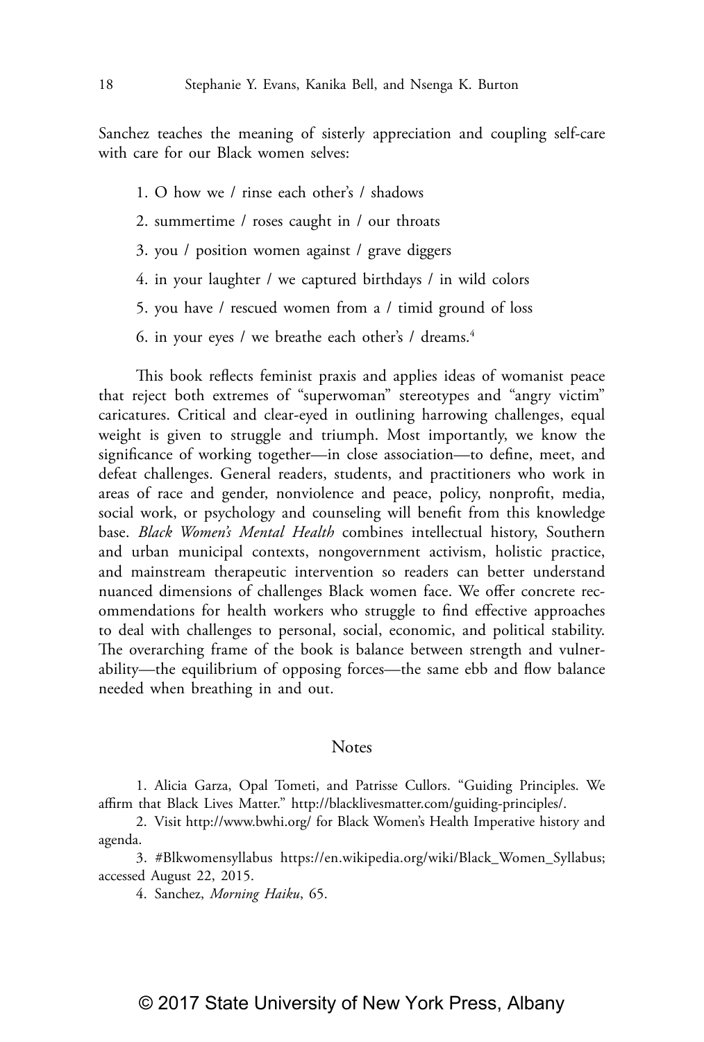Sanchez teaches the meaning of sisterly appreciation and coupling self-care with care for our Black women selves:

1. O how we / rinse each other's / shadows
2. summertime / roses caught in / our throats
3. you / position women against / grave diggers
4. in your laughter / we captured birthdays / in wild colors
5. you have / rescued women from a / timid ground of loss
6. in your eyes / we breathe each other's / dreams.[4]

This book reflects feminist praxis and applies ideas of womanist peace that reject both extremes of "superwoman" stereotypes and "angry victim" caricatures. Critical and clear-eyed in outlining harrowing challenges, equal weight is given to struggle and triumph. Most importantly, we know the significance of working together—in close association—to define, meet, and defeat challenges. General readers, students, and practitioners who work in areas of race and gender, nonviolence and peace, policy, nonprofit, media, social work, or psychology and counseling will benefit from this knowledge base. *Black Women's Mental Health* combines intellectual history, Southern and urban municipal contexts, nongovernment activism, holistic practice, and mainstream therapeutic intervention so readers can better understand nuanced dimensions of challenges Black women face. We offer concrete recommendations for health workers who struggle to find effective approaches to deal with challenges to personal, social, economic, and political stability. The overarching frame of the book is balance between strength and vulnerability—the equilibrium of opposing forces—the same ebb and flow balance needed when breathing in and out.

## Notes

1. Alicia Garza, Opal Tometi, and Patrisse Cullors. "Guiding Principles. We affirm that Black Lives Matter." http://blacklivesmatter.com/guiding-principles/.

2. Visit http://www.bwhi.org/ for Black Women's Health Imperative history and agenda.

3. #Blkwomensyllabus https://en.wikipedia.org/wiki/Black_Women_Syllabus; accessed August 22, 2015.

4. Sanchez, *Morning Haiku*, 65.

© 2017 State University of New York Press, Albany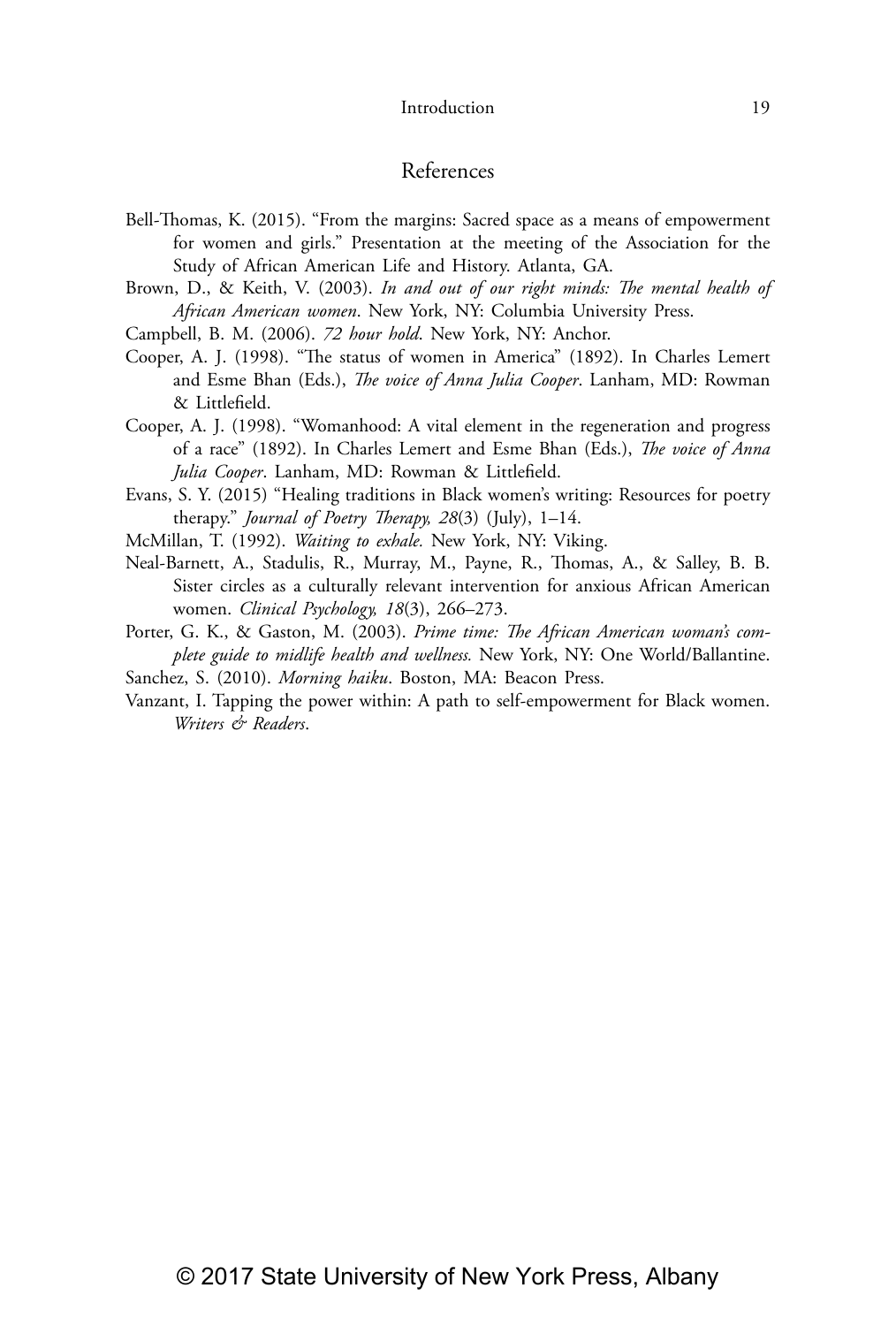## References

Bell-Thomas, K. (2015). "From the margins: Sacred space as a means of empowerment for women and girls." Presentation at the meeting of the Association for the Study of African American Life and History. Atlanta, GA.

Brown, D., & Keith, V. (2003). *In and out of our right minds: The mental health of African American women*. New York, NY: Columbia University Press.

Campbell, B. M. (2006). *72 hour hold*. New York, NY: Anchor.

Cooper, A. J. (1998). "The status of women in America" (1892). In Charles Lemert and Esme Bhan (Eds.), *The voice of Anna Julia Cooper*. Lanham, MD: Rowman & Littlefield.

Cooper, A. J. (1998). "Womanhood: A vital element in the regeneration and progress of a race" (1892). In Charles Lemert and Esme Bhan (Eds.), *The voice of Anna Julia Cooper*. Lanham, MD: Rowman & Littlefield.

Evans, S. Y. (2015) "Healing traditions in Black women's writing: Resources for poetry therapy." *Journal of Poetry Therapy, 28*(3) (July), 1–14.

McMillan, T. (1992). *Waiting to exhale.* New York, NY: Viking.

Neal-Barnett, A., Stadulis, R., Murray, M., Payne, R., Thomas, A., & Salley, B. B. Sister circles as a culturally relevant intervention for anxious African American women. *Clinical Psychology, 18*(3), 266–273.

Porter, G. K., & Gaston, M. (2003). *Prime time: The African American woman's complete guide to midlife health and wellness.* New York, NY: One World/Ballantine.

Sanchez, S. (2010). *Morning haiku*. Boston, MA: Beacon Press.

Vanzant, I. Tapping the power within: A path to self-empowerment for Black women. *Writers & Readers*.

© 2017 State University of New York Press, Albany